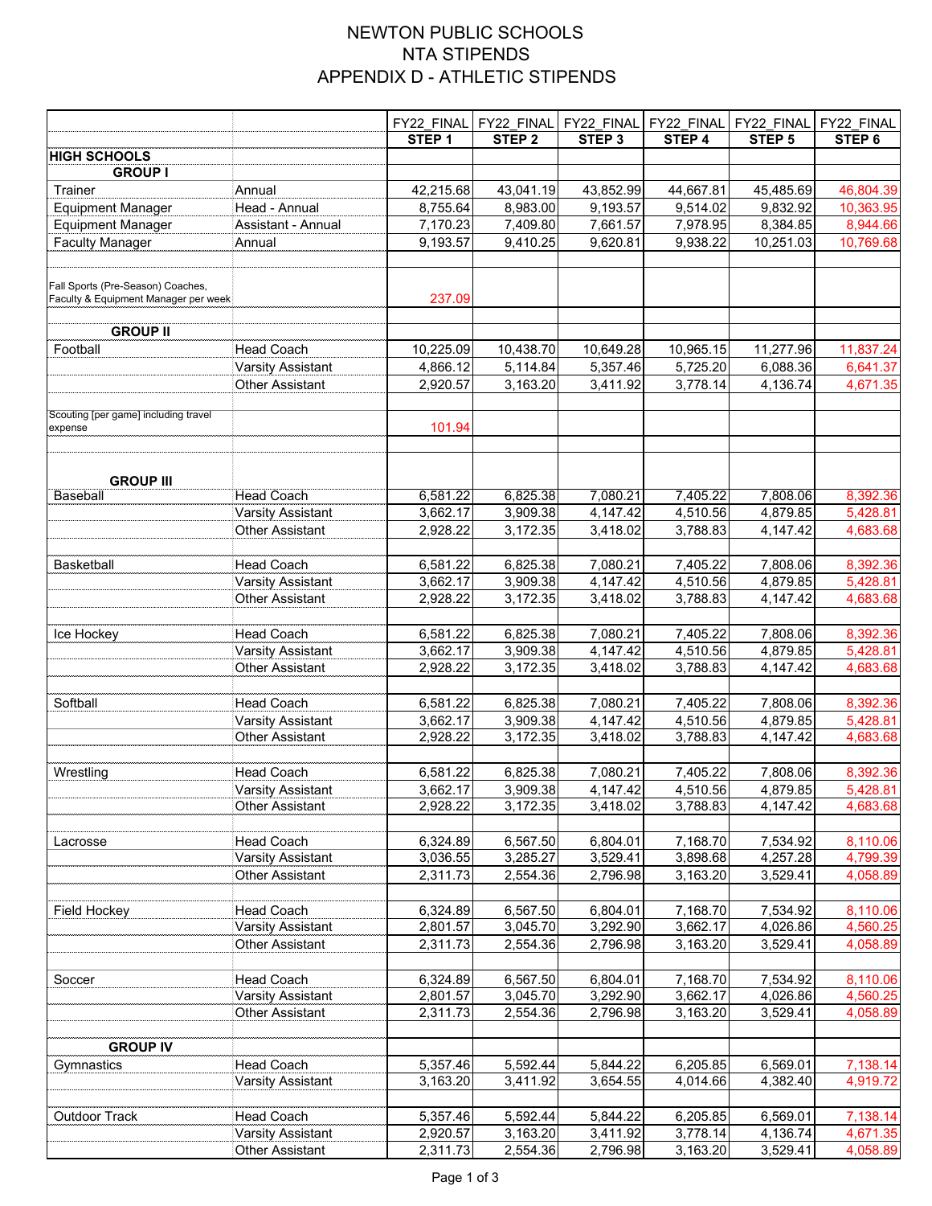# NEWTON PUBLIC SCHOOLS
# NTA STIPENDS
# APPENDIX D - ATHLETIC STIPENDS

| | | FY22_FINAL STEP 1 | FY22_FINAL STEP 2 | FY22_FINAL STEP 3 | FY22_FINAL STEP 4 | FY22_FINAL STEP 5 | FY22_FINAL STEP 6 |
|---|---|---|---|---|---|---|---|
| **HIGH SCHOOLS** | | | | | | | |
| **GROUP I** | | | | | | | |
| Trainer | Annual | 42,215.68 | 43,041.19 | 43,852.99 | 44,667.81 | 45,485.69 | 46,804.39 |
| Equipment Manager | Head - Annual | 8,755.64 | 8,983.00 | 9,193.57 | 9,514.02 | 9,832.92 | 10,363.95 |
| Equipment Manager | Assistant - Annual | 7,170.23 | 7,409.80 | 7,661.57 | 7,978.95 | 8,384.85 | 8,944.66 |
| Faculty Manager | Annual | 9,193.57 | 9,410.25 | 9,620.81 | 9,938.22 | 10,251.03 | 10,769.68 |
| | | | | | | | |
| Fall Sports (Pre-Season) Coaches, Faculty & Equipment Manager per week | | 237.09 | | | | | |
| | | | | | | | |
| **GROUP II** | | | | | | | |
| Football | Head Coach | 10,225.09 | 10,438.70 | 10,649.28 | 10,965.15 | 11,277.96 | 11,837.24 |
| | Varsity Assistant | 4,866.12 | 5,114.84 | 5,357.46 | 5,725.20 | 6,088.36 | 6,641.37 |
| | Other Assistant | 2,920.57 | 3,163.20 | 3,411.92 | 3,778.14 | 4,136.74 | 4,671.35 |
| | | | | | | | |
| Scouting [per game] including travel expense | | 101.94 | | | | | |
| | | | | | | | |
| **GROUP III** | | | | | | | |
| Baseball | Head Coach | 6,581.22 | 6,825.38 | 7,080.21 | 7,405.22 | 7,808.06 | 8,392.36 |
| | Varsity Assistant | 3,662.17 | 3,909.38 | 4,147.42 | 4,510.56 | 4,879.85 | 5,428.81 |
| | Other Assistant | 2,928.22 | 3,172.35 | 3,418.02 | 3,788.83 | 4,147.42 | 4,683.68 |
| | | | | | | | |
| Basketball | Head Coach | 6,581.22 | 6,825.38 | 7,080.21 | 7,405.22 | 7,808.06 | 8,392.36 |
| | Varsity Assistant | 3,662.17 | 3,909.38 | 4,147.42 | 4,510.56 | 4,879.85 | 5,428.81 |
| | Other Assistant | 2,928.22 | 3,172.35 | 3,418.02 | 3,788.83 | 4,147.42 | 4,683.68 |
| | | | | | | | |
| Ice Hockey | Head Coach | 6,581.22 | 6,825.38 | 7,080.21 | 7,405.22 | 7,808.06 | 8,392.36 |
| | Varsity Assistant | 3,662.17 | 3,909.38 | 4,147.42 | 4,510.56 | 4,879.85 | 5,428.81 |
| | Other Assistant | 2,928.22 | 3,172.35 | 3,418.02 | 3,788.83 | 4,147.42 | 4,683.68 |
| | | | | | | | |
| Softball | Head Coach | 6,581.22 | 6,825.38 | 7,080.21 | 7,405.22 | 7,808.06 | 8,392.36 |
| | Varsity Assistant | 3,662.17 | 3,909.38 | 4,147.42 | 4,510.56 | 4,879.85 | 5,428.81 |
| | Other Assistant | 2,928.22 | 3,172.35 | 3,418.02 | 3,788.83 | 4,147.42 | 4,683.68 |
| | | | | | | | |
| Wrestling | Head Coach | 6,581.22 | 6,825.38 | 7,080.21 | 7,405.22 | 7,808.06 | 8,392.36 |
| | Varsity Assistant | 3,662.17 | 3,909.38 | 4,147.42 | 4,510.56 | 4,879.85 | 5,428.81 |
| | Other Assistant | 2,928.22 | 3,172.35 | 3,418.02 | 3,788.83 | 4,147.42 | 4,683.68 |
| | | | | | | | |
| Lacrosse | Head Coach | 6,324.89 | 6,567.50 | 6,804.01 | 7,168.70 | 7,534.92 | 8,110.06 |
| | Varsity Assistant | 3,036.55 | 3,285.27 | 3,529.41 | 3,898.68 | 4,257.28 | 4,799.39 |
| | Other Assistant | 2,311.73 | 2,554.36 | 2,796.98 | 3,163.20 | 3,529.41 | 4,058.89 |
| | | | | | | | |
| Field Hockey | Head Coach | 6,324.89 | 6,567.50 | 6,804.01 | 7,168.70 | 7,534.92 | 8,110.06 |
| | Varsity Assistant | 2,801.57 | 3,045.70 | 3,292.90 | 3,662.17 | 4,026.86 | 4,560.25 |
| | Other Assistant | 2,311.73 | 2,554.36 | 2,796.98 | 3,163.20 | 3,529.41 | 4,058.89 |
| | | | | | | | |
| Soccer | Head Coach | 6,324.89 | 6,567.50 | 6,804.01 | 7,168.70 | 7,534.92 | 8,110.06 |
| | Varsity Assistant | 2,801.57 | 3,045.70 | 3,292.90 | 3,662.17 | 4,026.86 | 4,560.25 |
| | Other Assistant | 2,311.73 | 2,554.36 | 2,796.98 | 3,163.20 | 3,529.41 | 4,058.89 |
| | | | | | | | |
| **GROUP IV** | | | | | | | |
| Gymnastics | Head Coach | 5,357.46 | 5,592.44 | 5,844.22 | 6,205.85 | 6,569.01 | 7,138.14 |
| | Varsity Assistant | 3,163.20 | 3,411.92 | 3,654.55 | 4,014.66 | 4,382.40 | 4,919.72 |
| | | | | | | | |
| Outdoor Track | Head Coach | 5,357.46 | 5,592.44 | 5,844.22 | 6,205.85 | 6,569.01 | 7,138.14 |
| | Varsity Assistant | 2,920.57 | 3,163.20 | 3,411.92 | 3,778.14 | 4,136.74 | 4,671.35 |
| | Other Assistant | 2,311.73 | 2,554.36 | 2,796.98 | 3,163.20 | 3,529.41 | 4,058.89 |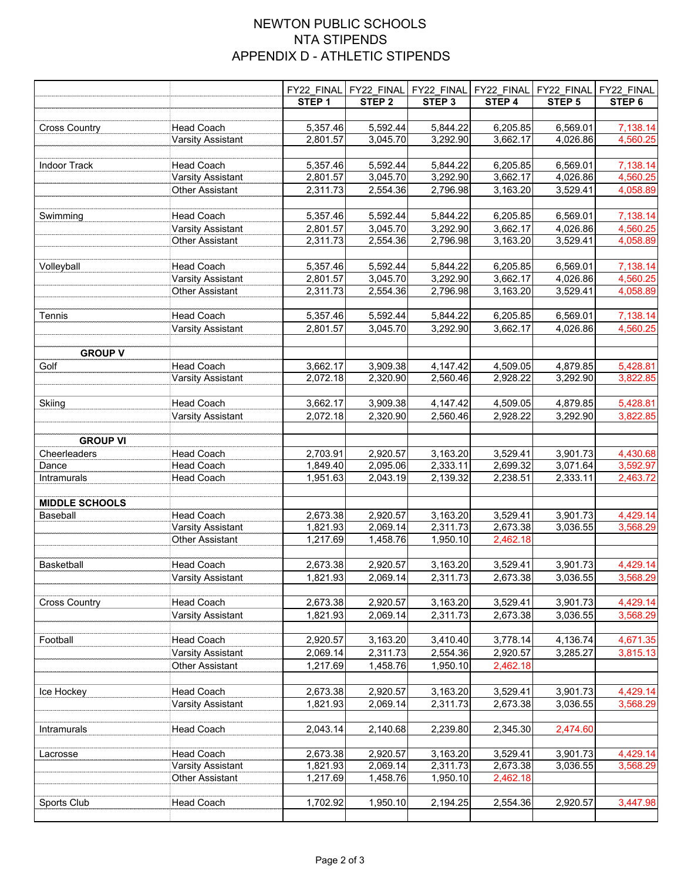# NEWTON PUBLIC SCHOOLS
## NTA STIPENDS
## APPENDIX D - ATHLETIC STIPENDS

| | | FY22_FINAL STEP 1 | FY22_FINAL STEP 2 | FY22_FINAL STEP 3 | FY22_FINAL STEP 4 | FY22_FINAL STEP 5 | FY22_FINAL STEP 6 |
|---|---|---|---|---|---|---|---|
| Cross Country | Head Coach | 5,357.46 | 5,592.44 | 5,844.22 | 6,205.85 | 6,569.01 | 7,138.14 |
| | Varsity Assistant | 2,801.57 | 3,045.70 | 3,292.90 | 3,662.17 | 4,026.86 | 4,560.25 |
| Indoor Track | Head Coach | 5,357.46 | 5,592.44 | 5,844.22 | 6,205.85 | 6,569.01 | 7,138.14 |
| | Varsity Assistant | 2,801.57 | 3,045.70 | 3,292.90 | 3,662.17 | 4,026.86 | 4,560.25 |
| | Other Assistant | 2,311.73 | 2,554.36 | 2,796.98 | 3,163.20 | 3,529.41 | 4,058.89 |
| Swimming | Head Coach | 5,357.46 | 5,592.44 | 5,844.22 | 6,205.85 | 6,569.01 | 7,138.14 |
| | Varsity Assistant | 2,801.57 | 3,045.70 | 3,292.90 | 3,662.17 | 4,026.86 | 4,560.25 |
| | Other Assistant | 2,311.73 | 2,554.36 | 2,796.98 | 3,163.20 | 3,529.41 | 4,058.89 |
| Volleyball | Head Coach | 5,357.46 | 5,592.44 | 5,844.22 | 6,205.85 | 6,569.01 | 7,138.14 |
| | Varsity Assistant | 2,801.57 | 3,045.70 | 3,292.90 | 3,662.17 | 4,026.86 | 4,560.25 |
| | Other Assistant | 2,311.73 | 2,554.36 | 2,796.98 | 3,163.20 | 3,529.41 | 4,058.89 |
| Tennis | Head Coach | 5,357.46 | 5,592.44 | 5,844.22 | 6,205.85 | 6,569.01 | 7,138.14 |
| | Varsity Assistant | 2,801.57 | 3,045.70 | 3,292.90 | 3,662.17 | 4,026.86 | 4,560.25 |
| **GROUP V** | | | | | | | |
| Golf | Head Coach | 3,662.17 | 3,909.38 | 4,147.42 | 4,509.05 | 4,879.85 | 5,428.81 |
| | Varsity Assistant | 2,072.18 | 2,320.90 | 2,560.46 | 2,928.22 | 3,292.90 | 3,822.85 |
| Skiing | Head Coach | 3,662.17 | 3,909.38 | 4,147.42 | 4,509.05 | 4,879.85 | 5,428.81 |
| | Varsity Assistant | 2,072.18 | 2,320.90 | 2,560.46 | 2,928.22 | 3,292.90 | 3,822.85 |
| **GROUP VI** | | | | | | | |
| Cheerleaders | Head Coach | 2,703.91 | 2,920.57 | 3,163.20 | 3,529.41 | 3,901.73 | 4,430.68 |
| Dance | Head Coach | 1,849.40 | 2,095.06 | 2,333.11 | 2,699.32 | 3,071.64 | 3,592.97 |
| Intramurals | Head Coach | 1,951.63 | 2,043.19 | 2,139.32 | 2,238.51 | 2,333.11 | 2,463.72 |
| **MIDDLE SCHOOLS** | | | | | | | |
| Baseball | Head Coach | 2,673.38 | 2,920.57 | 3,163.20 | 3,529.41 | 3,901.73 | 4,429.14 |
| | Varsity Assistant | 1,821.93 | 2,069.14 | 2,311.73 | 2,673.38 | 3,036.55 | 3,568.29 |
| | Other Assistant | 1,217.69 | 1,458.76 | 1,950.10 | 2,462.18 | | |
| Basketball | Head Coach | 2,673.38 | 2,920.57 | 3,163.20 | 3,529.41 | 3,901.73 | 4,429.14 |
| | Varsity Assistant | 1,821.93 | 2,069.14 | 2,311.73 | 2,673.38 | 3,036.55 | 3,568.29 |
| Cross Country | Head Coach | 2,673.38 | 2,920.57 | 3,163.20 | 3,529.41 | 3,901.73 | 4,429.14 |
| | Varsity Assistant | 1,821.93 | 2,069.14 | 2,311.73 | 2,673.38 | 3,036.55 | 3,568.29 |
| Football | Head Coach | 2,920.57 | 3,163.20 | 3,410.40 | 3,778.14 | 4,136.74 | 4,671.35 |
| | Varsity Assistant | 2,069.14 | 2,311.73 | 2,554.36 | 2,920.57 | 3,285.27 | 3,815.13 |
| | Other Assistant | 1,217.69 | 1,458.76 | 1,950.10 | 2,462.18 | | |
| Ice Hockey | Head Coach | 2,673.38 | 2,920.57 | 3,163.20 | 3,529.41 | 3,901.73 | 4,429.14 |
| | Varsity Assistant | 1,821.93 | 2,069.14 | 2,311.73 | 2,673.38 | 3,036.55 | 3,568.29 |
| Intramurals | Head Coach | 2,043.14 | 2,140.68 | 2,239.80 | 2,345.30 | 2,474.60 | |
| Lacrosse | Head Coach | 2,673.38 | 2,920.57 | 3,163.20 | 3,529.41 | 3,901.73 | 4,429.14 |
| | Varsity Assistant | 1,821.93 | 2,069.14 | 2,311.73 | 2,673.38 | 3,036.55 | 3,568.29 |
| | Other Assistant | 1,217.69 | 1,458.76 | 1,950.10 | 2,462.18 | | |
| Sports Club | Head Coach | 1,702.92 | 1,950.10 | 2,194.25 | 2,554.36 | 2,920.57 | 3,447.98 |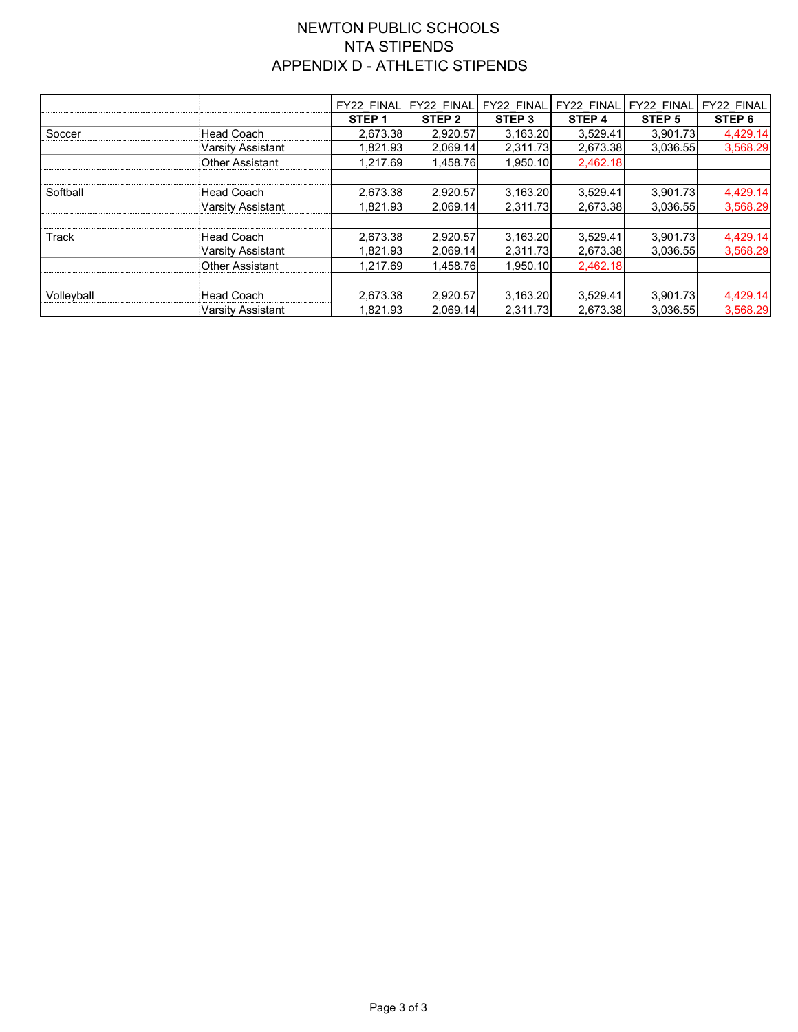# NEWTON PUBLIC SCHOOLS
## NTA STIPENDS
## APPENDIX D - ATHLETIC STIPENDS

| | | FY22_FINAL | FY22_FINAL | FY22_FINAL | FY22_FINAL | FY22_FINAL | FY22_FINAL |
|---|---|---|---|---|---|---|---|
| | | **STEP 1** | **STEP 2** | **STEP 3** | **STEP 4** | **STEP 5** | **STEP 6** |
| Soccer | Head Coach | 2,673.38 | 2,920.57 | 3,163.20 | 3,529.41 | 3,901.73 | 4,429.14 |
| | Varsity Assistant | 1,821.93 | 2,069.14 | 2,311.73 | 2,673.38 | 3,036.55 | 3,568.29 |
| | Other Assistant | 1,217.69 | 1,458.76 | 1,950.10 | 2,462.18 | | |
| | | | | | | | |
| Softball | Head Coach | 2,673.38 | 2,920.57 | 3,163.20 | 3,529.41 | 3,901.73 | 4,429.14 |
| | Varsity Assistant | 1,821.93 | 2,069.14 | 2,311.73 | 2,673.38 | 3,036.55 | 3,568.29 |
| | | | | | | | |
| Track | Head Coach | 2,673.38 | 2,920.57 | 3,163.20 | 3,529.41 | 3,901.73 | 4,429.14 |
| | Varsity Assistant | 1,821.93 | 2,069.14 | 2,311.73 | 2,673.38 | 3,036.55 | 3,568.29 |
| | Other Assistant | 1,217.69 | 1,458.76 | 1,950.10 | 2,462.18 | | |
| | | | | | | | |
| Volleyball | Head Coach | 2,673.38 | 2,920.57 | 3,163.20 | 3,529.41 | 3,901.73 | 4,429.14 |
| | Varsity Assistant | 1,821.93 | 2,069.14 | 2,311.73 | 2,673.38 | 3,036.55 | 3,568.29 |